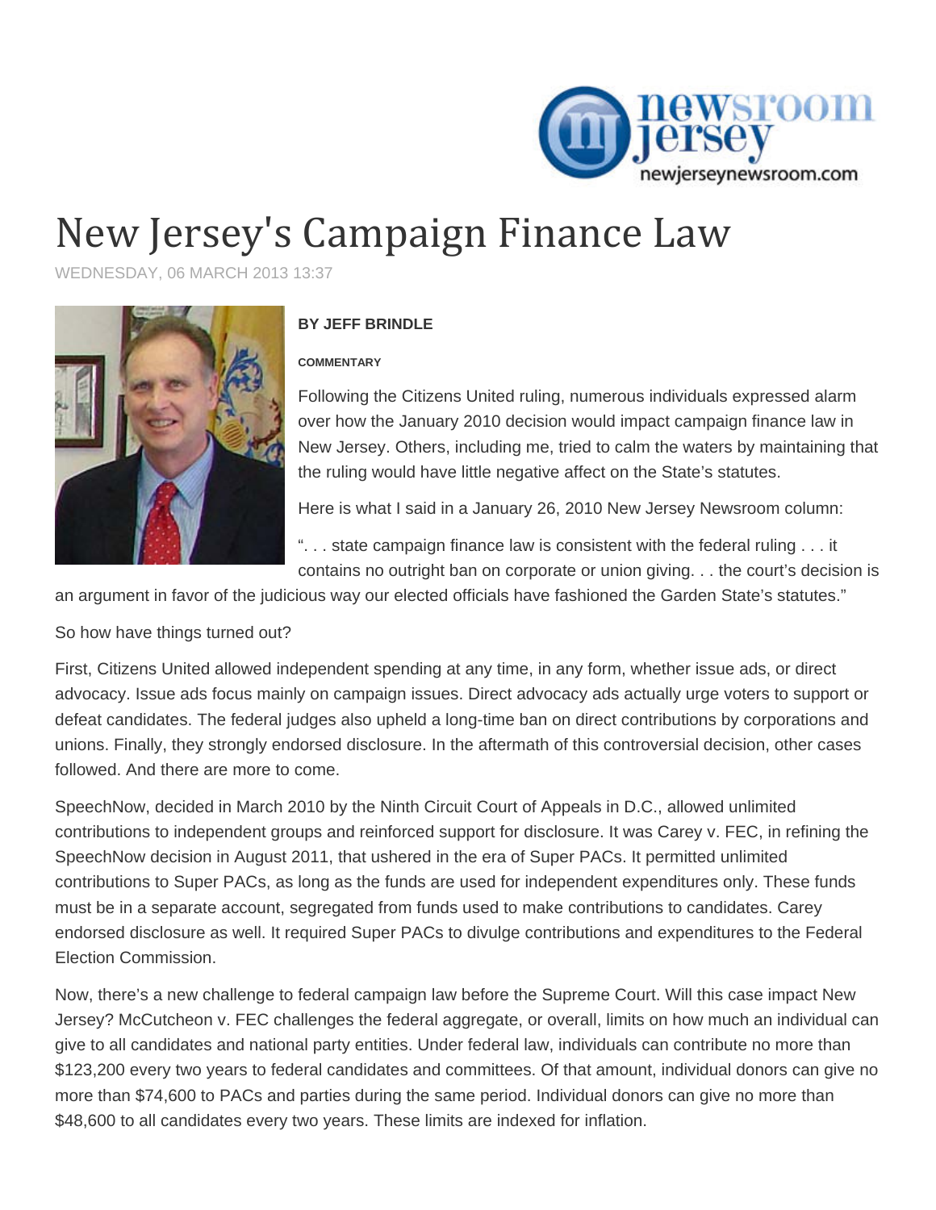# New Jersey's Campaign Finance Law

WEDNESDAY, 06 MARCH 2013 13:37

**BY JEFF BRINDLE**

**COMMENTARY**

Following the Citizens United ruling, numerous individuals expressed alarm over how the January 2010 decision would impact campaign finance law in New Jersey. Others, including me, tried to calm the waters by maintaining that the ruling would have little negative affect on the State's statutes.

Here is what I said in a January 26, 2010 New Jersey Newsroom column:

". . . state campaign finance law is consistent with the federal ruling . . . it contains no outright ban on corporate or union giving. . . the court's decision is an argument in favor of the judicious way our elected officials have fashioned the Garden State's statutes."

So how have things turned out?

First, Citizens United allowed independent spending at any time, in any form, whether issue ads, or direct advocacy. Issue ads focus mainly on campaign issues. Direct advocacy ads actually urge voters to support or defeat candidates. The federal judges also upheld a long-time ban on direct contributions by corporations and unions. Finally, they strongly endorsed disclosure. In the aftermath of this controversial decision, other cases followed. And there are more to come.

SpeechNow, decided in March 2010 by the Ninth Circuit Court of Appeals in D.C., allowed unlimited contributions to independent groups and reinforced support for disclosure. It was Carey v. FEC, in refining the SpeechNow decision in August 2011, that ushered in the era of Super PACs. It permitted unlimited contributions to Super PACs, as long as the funds are used for independent expenditures only. These funds must be in a separate account, segregated from funds used to make contributions to candidates. Carey endorsed disclosure as well. It required Super PACs to divulge contributions and expenditures to the Federal Election Commission.

Now, there's a new challenge to federal campaign law before the Supreme Court. Will this case impact New Jersey? McCutcheon v. FEC challenges the federal aggregate, or overall, limits on how much an individual can give to all candidates and national party entities. Under federal law, individuals can contribute no more than $123,200 every two years to federal candidates and committees. Of that amount, individual donors can give no more than $74,600 to PACs and parties during the same period. Individual donors can give no more than $48,600 to all candidates every two years. These limits are indexed for inflation.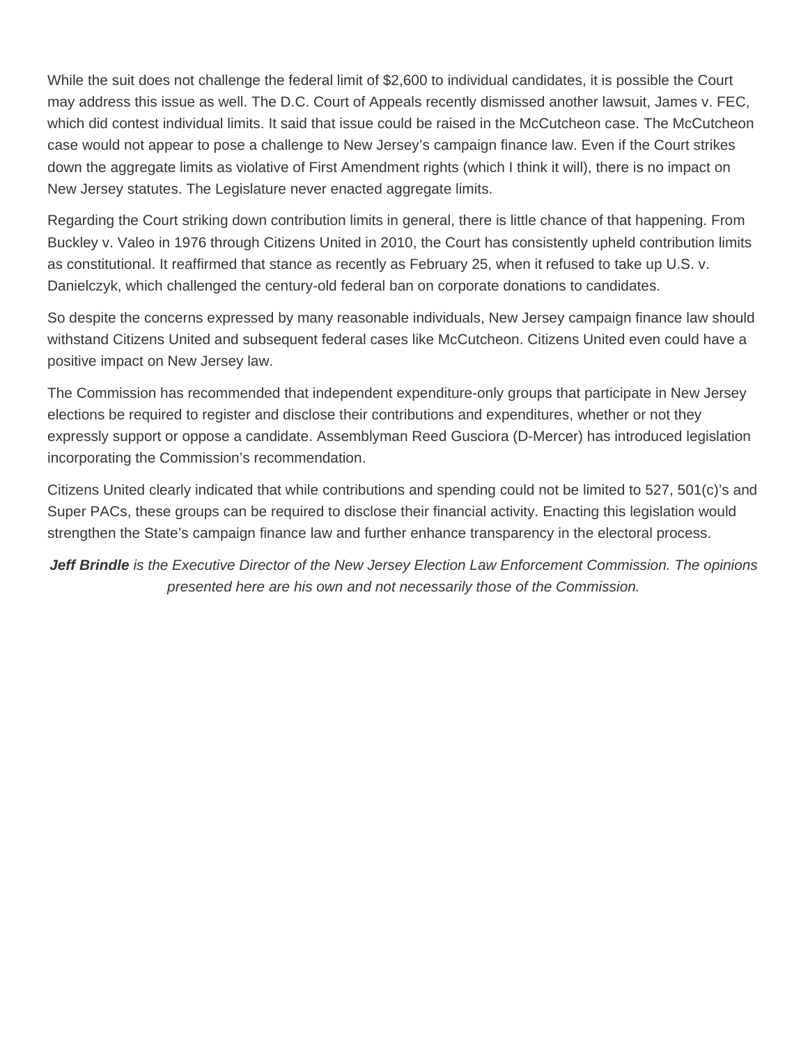While the suit does not challenge the federal limit of $2,600 to individual candidates, it is possible the Court may address this issue as well. The D.C. Court of Appeals recently dismissed another lawsuit, James v. FEC, which did contest individual limits. It said that issue could be raised in the McCutcheon case. The McCutcheon case would not appear to pose a challenge to New Jersey's campaign finance law. Even if the Court strikes down the aggregate limits as violative of First Amendment rights (which I think it will), there is no impact on New Jersey statutes. The Legislature never enacted aggregate limits.

Regarding the Court striking down contribution limits in general, there is little chance of that happening. From Buckley v. Valeo in 1976 through Citizens United in 2010, the Court has consistently upheld contribution limits as constitutional. It reaffirmed that stance as recently as February 25, when it refused to take up U.S. v. Danielczyk, which challenged the century-old federal ban on corporate donations to candidates.

So despite the concerns expressed by many reasonable individuals, New Jersey campaign finance law should withstand Citizens United and subsequent federal cases like McCutcheon. Citizens United even could have a positive impact on New Jersey law.

The Commission has recommended that independent expenditure-only groups that participate in New Jersey elections be required to register and disclose their contributions and expenditures, whether or not they expressly support or oppose a candidate. Assemblyman Reed Gusciora (D-Mercer) has introduced legislation incorporating the Commission's recommendation.

Citizens United clearly indicated that while contributions and spending could not be limited to 527, 501(c)'s and Super PACs, these groups can be required to disclose their financial activity. Enacting this legislation would strengthen the State's campaign finance law and further enhance transparency in the electoral process.

***Jeff Brindle*** *is the Executive Director of the New Jersey Election Law Enforcement Commission. The opinions presented here are his own and not necessarily those of the Commission.*